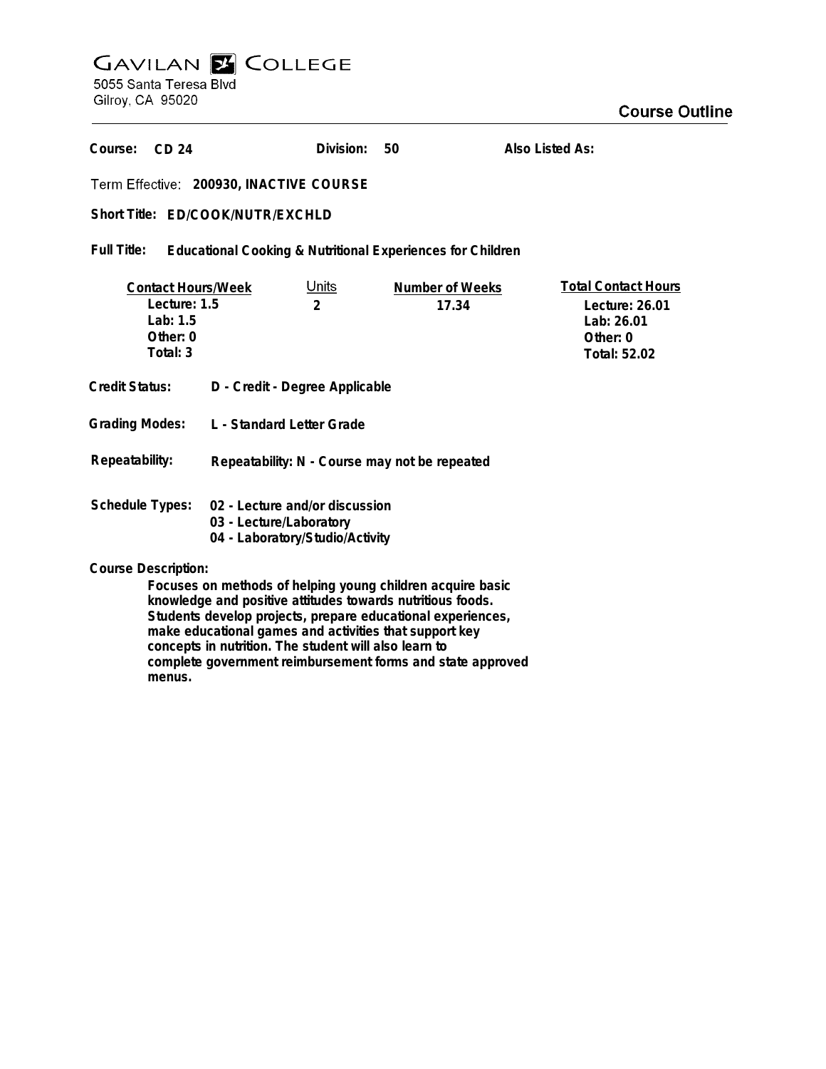# GAVILAN COLLEGE

5055 Santa Teresa Blvd
Gilroy, CA 95020

## Course Outline

**Course:** CD 24 **Division:** 50 **Also Listed As:**

**Term Effective:** 200930, INACTIVE COURSE

**Short Title:** ED/COOK/NUTR/EXCHLD

**Full Title:** Educational Cooking & Nutritional Experiences for Children

| Contact Hours/Week | Units | Number of Weeks | Total Contact Hours |
|---|---|---|---|
| Lecture: 1.5 | 2 | 17.34 | Lecture: 26.01 |
| Lab: 1.5 | | | Lab: 26.01 |
| Other: 0 | | | Other: 0 |
| Total: 3 | | | Total: 52.02 |

**Credit Status:** D - Credit - Degree Applicable

**Grading Modes:** L - Standard Letter Grade

**Repeatability:** Repeatability: N - Course may not be repeated

**Schedule Types:**
- 02 - Lecture and/or discussion
- 03 - Lecture/Laboratory
- 04 - Laboratory/Studio/Activity

**Course Description:**

Focuses on methods of helping young children acquire basic knowledge and positive attitudes towards nutritious foods. Students develop projects, prepare educational experiences, make educational games and activities that support key concepts in nutrition. The student will also learn to complete government reimbursement forms and state approved menus.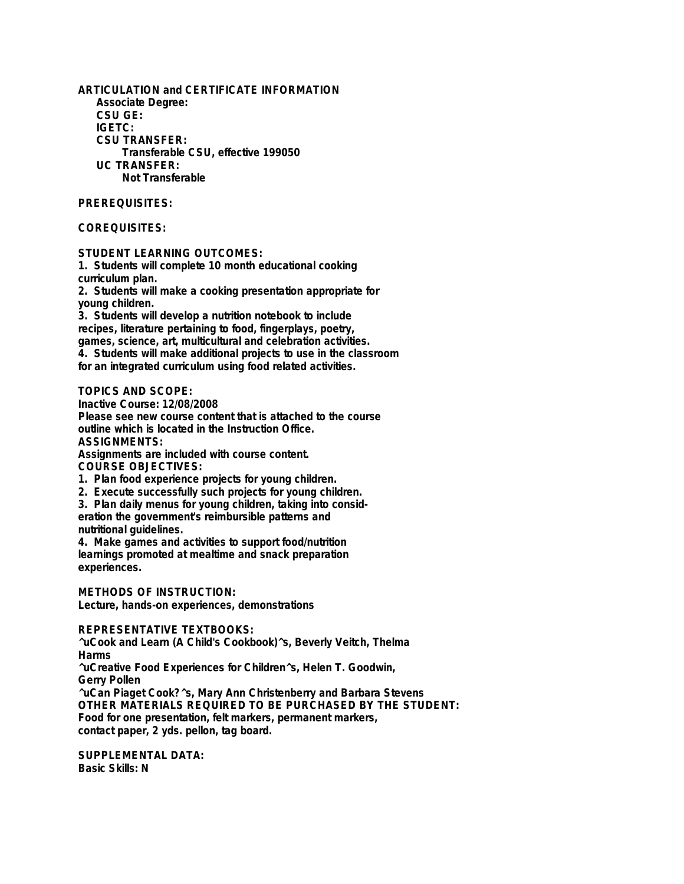**ARTICULATION and CERTIFICATE INFORMATION**

**Associate Degree:**

**CSU GE:**

**IGETC:**

**CSU TRANSFER:**

Transferable CSU, effective 199050

**UC TRANSFER:**

Not Transferable

**PREREQUISITES:**

**COREQUISITES:**

**STUDENT LEARNING OUTCOMES:**

1. Students will complete 10 month educational cooking curriculum plan.
2. Students will make a cooking presentation appropriate for young children.
3. Students will develop a nutrition notebook to include recipes, literature pertaining to food, fingerplays, poetry, games, science, art, multicultural and celebration activities.
4. Students will make additional projects to use in the classroom for an integrated curriculum using food related activities.

**TOPICS AND SCOPE:**

Inactive Course: 12/08/2008

Please see new course content that is attached to the course outline which is located in the Instruction Office.

**ASSIGNMENTS:**

Assignments are included with course content.

**COURSE OBJECTIVES:**

1. Plan food experience projects for young children.
2. Execute successfully such projects for young children.
3. Plan daily menus for young children, taking into consideration the government's reimbursible patterns and nutritional guidelines.
4. Make games and activities to support food/nutrition learnings promoted at mealtime and snack preparation experiences.

**METHODS OF INSTRUCTION:**

Lecture, hands-on experiences, demonstrations

**REPRESENTATIVE TEXTBOOKS:**

^uCook and Learn (A Child's Cookbook)^s, Beverly Veitch, Thelma Harms

^uCreative Food Experiences for Children^s, Helen T. Goodwin, Gerry Pollen

^uCan Piaget Cook?^s, Mary Ann Christenberry and Barbara Stevens

**OTHER MATERIALS REQUIRED TO BE PURCHASED BY THE STUDENT:**

Food for one presentation, felt markers, permanent markers, contact paper, 2 yds. pellon, tag board.

**SUPPLEMENTAL DATA:**

Basic Skills: N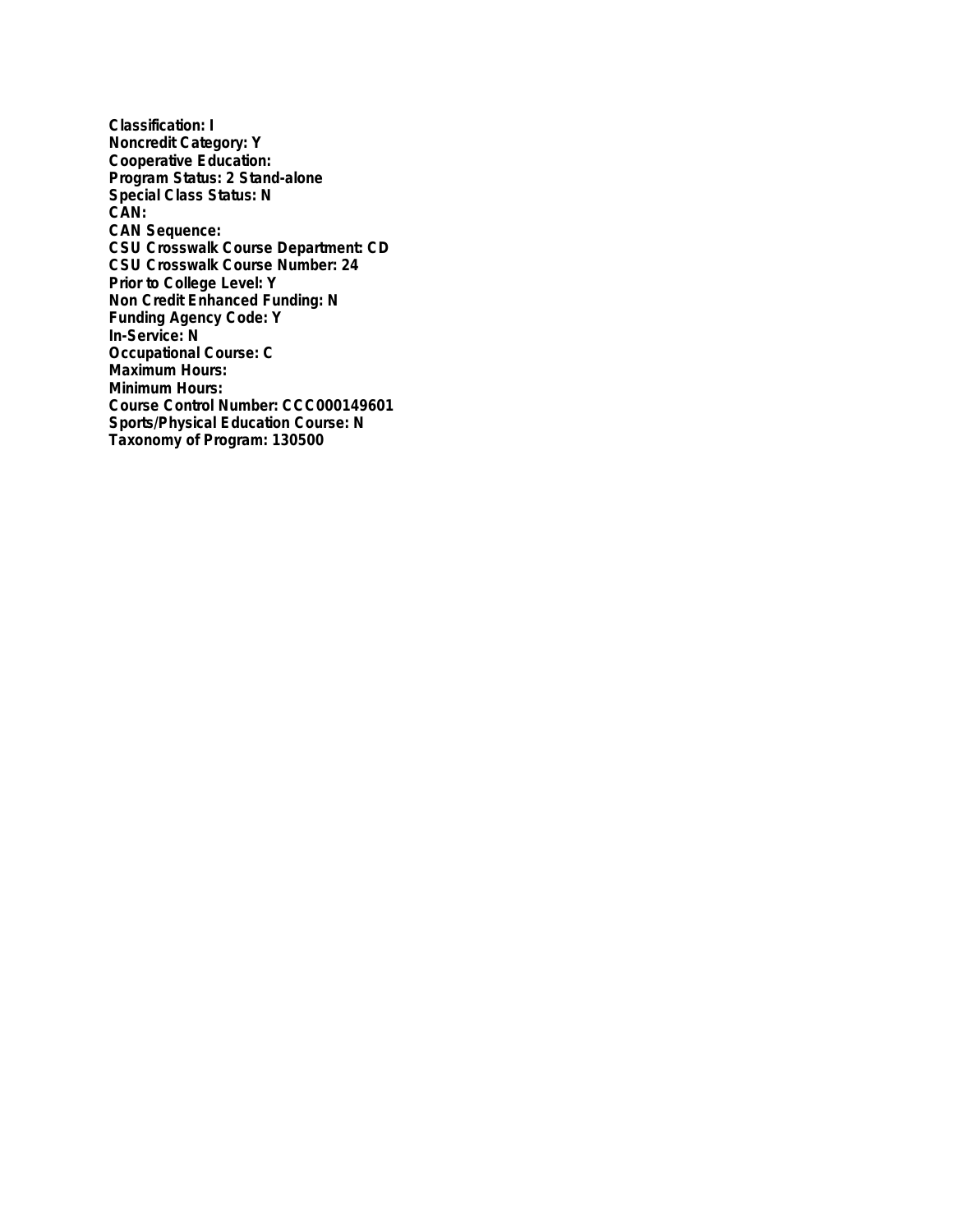**Classification: I**
**Noncredit Category: Y**
**Cooperative Education:**
**Program Status: 2 Stand-alone**
**Special Class Status: N**
**CAN:**
**CAN Sequence:**
**CSU Crosswalk Course Department: CD**
**CSU Crosswalk Course Number: 24**
**Prior to College Level: Y**
**Non Credit Enhanced Funding: N**
**Funding Agency Code: Y**
**In-Service: N**
**Occupational Course: C**
**Maximum Hours:**
**Minimum Hours:**
**Course Control Number: CCC000149601**
**Sports/Physical Education Course: N**
**Taxonomy of Program: 130500**